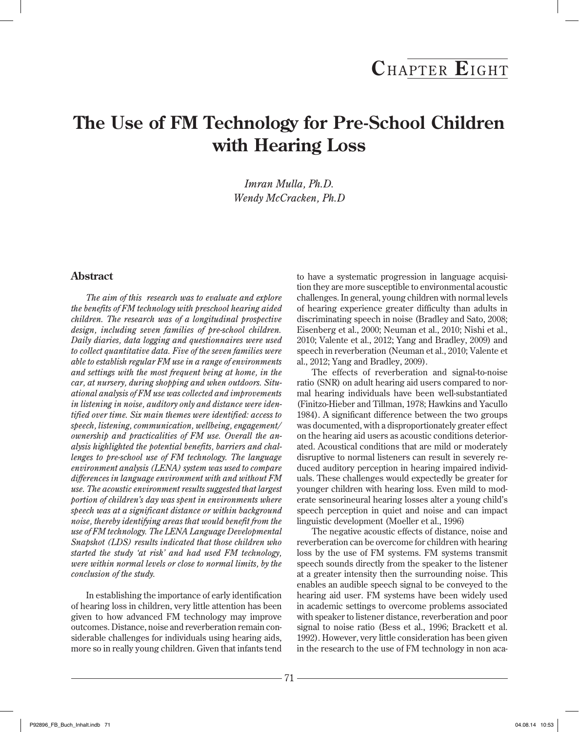## Chapter Eight

# The Use of FM Technology for Pre-School Children with Hearing Loss

*Imran Mulla, Ph.D.*
*Wendy McCracken, Ph.D*

### Abstract

*The aim of this research was to evaluate and explore the benefits of FM technology with preschool hearing aided children. The research was of a longitudinal prospective design, including seven families of pre-school children. Daily diaries, data logging and questionnaires were used to collect quantitative data. Five of the seven families were able to establish regular FM use in a range of environments and settings with the most frequent being at home, in the car, at nursery, during shopping and when outdoors. Situational analysis of FM use was collected and improvements in listening in noise, auditory only and distance were identified over time. Six main themes were identified: access to speech, listening, communication, wellbeing, engagement/ownership and practicalities of FM use. Overall the analysis highlighted the potential benefits, barriers and challenges to pre-school use of FM technology. The language environment analysis (LENA) system was used to compare differences in language environment with and without FM use. The acoustic environment results suggested that largest portion of children's day was spent in environments where speech was at a significant distance or within background noise, thereby identifying areas that would benefit from the use of FM technology. The LENA Language Developmental Snapshot (LDS) results indicated that those children who started the study 'at risk' and had used FM technology, were within normal levels or close to normal limits, by the conclusion of the study.*

In establishing the importance of early identification of hearing loss in children, very little attention has been given to how advanced FM technology may improve outcomes. Distance, noise and reverberation remain considerable challenges for individuals using hearing aids, more so in really young children. Given that infants tend to have a systematic progression in language acquisition they are more susceptible to environmental acoustic challenges. In general, young children with normal levels of hearing experience greater difficulty than adults in discriminating speech in noise (Bradley and Sato, 2008; Eisenberg et al., 2000; Neuman et al., 2010; Nishi et al., 2010; Valente et al., 2012; Yang and Bradley, 2009) and speech in reverberation (Neuman et al., 2010; Valente et al., 2012; Yang and Bradley, 2009).

The effects of reverberation and signal-to-noise ratio (SNR) on adult hearing aid users compared to normal hearing individuals have been well-substantiated (Finitzo-Hieber and Tillman, 1978; Hawkins and Yacullo 1984). A significant difference between the two groups was documented, with a disproportionately greater effect on the hearing aid users as acoustic conditions deteriorated. Acoustical conditions that are mild or moderately disruptive to normal listeners can result in severely reduced auditory perception in hearing impaired individuals. These challenges would expectedly be greater for younger children with hearing loss. Even mild to moderate sensorineural hearing losses alter a young child's speech perception in quiet and noise and can impact linguistic development (Moeller et al., 1996)

The negative acoustic effects of distance, noise and reverberation can be overcome for children with hearing loss by the use of FM systems. FM systems transmit speech sounds directly from the speaker to the listener at a greater intensity then the surrounding noise. This enables an audible speech signal to be conveyed to the hearing aid user. FM systems have been widely used in academic settings to overcome problems associated with speaker to listener distance, reverberation and poor signal to noise ratio (Bess et al., 1996; Brackett et al. 1992). However, very little consideration has been given in the research to the use of FM technology in non aca-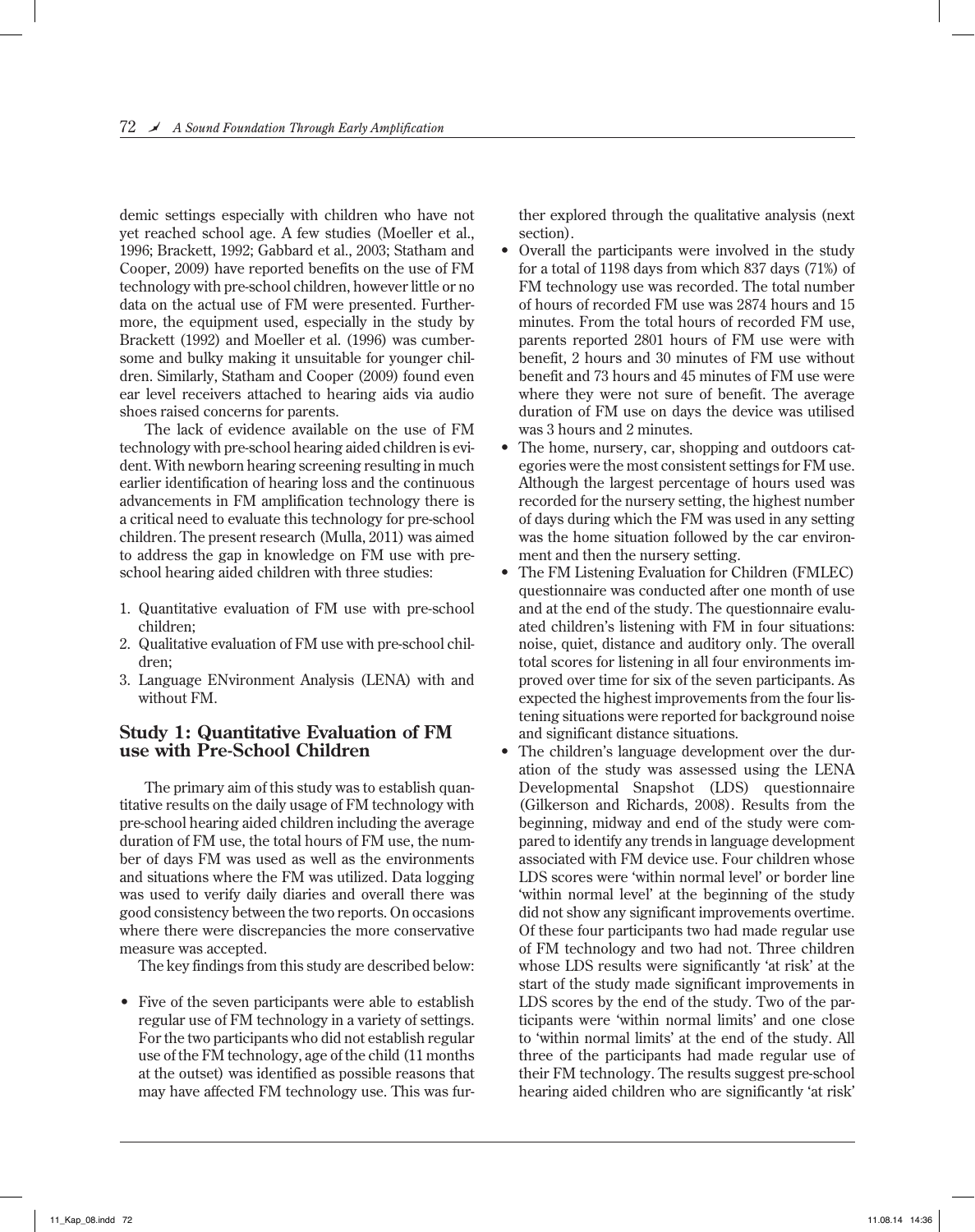demic settings especially with children who have not yet reached school age. A few studies (Moeller et al., 1996; Brackett, 1992; Gabbard et al., 2003; Statham and Cooper, 2009) have reported benefits on the use of FM technology with pre-school children, however little or no data on the actual use of FM were presented. Furthermore, the equipment used, especially in the study by Brackett (1992) and Moeller et al. (1996) was cumbersome and bulky making it unsuitable for younger children. Similarly, Statham and Cooper (2009) found even ear level receivers attached to hearing aids via audio shoes raised concerns for parents.

The lack of evidence available on the use of FM technology with pre-school hearing aided children is evident. With newborn hearing screening resulting in much earlier identification of hearing loss and the continuous advancements in FM amplification technology there is a critical need to evaluate this technology for pre-school children. The present research (Mulla, 2011) was aimed to address the gap in knowledge on FM use with pre-school hearing aided children with three studies:

1. Quantitative evaluation of FM use with pre-school children;
2. Qualitative evaluation of FM use with pre-school children;
3. Language ENvironment Analysis (LENA) with and without FM.

## Study 1: Quantitative Evaluation of FM use with Pre-School Children

The primary aim of this study was to establish quantitative results on the daily usage of FM technology with pre-school hearing aided children including the average duration of FM use, the total hours of FM use, the number of days FM was used as well as the environments and situations where the FM was utilized. Data logging was used to verify daily diaries and overall there was good consistency between the two reports. On occasions where there were discrepancies the more conservative measure was accepted.

The key findings from this study are described below:

- Five of the seven participants were able to establish regular use of FM technology in a variety of settings. For the two participants who did not establish regular use of the FM technology, age of the child (11 months at the outset) was identified as possible reasons that may have affected FM technology use. This was further explored through the qualitative analysis (next section).
- Overall the participants were involved in the study for a total of 1198 days from which 837 days (71%) of FM technology use was recorded. The total number of hours of recorded FM use was 2874 hours and 15 minutes. From the total hours of recorded FM use, parents reported 2801 hours of FM use were with benefit, 2 hours and 30 minutes of FM use without benefit and 73 hours and 45 minutes of FM use were where they were not sure of benefit. The average duration of FM use on days the device was utilised was 3 hours and 2 minutes.
- The home, nursery, car, shopping and outdoors categories were the most consistent settings for FM use. Although the largest percentage of hours used was recorded for the nursery setting, the highest number of days during which the FM was used in any setting was the home situation followed by the car environment and then the nursery setting.
- The FM Listening Evaluation for Children (FMLEC) questionnaire was conducted after one month of use and at the end of the study. The questionnaire evaluated children's listening with FM in four situations: noise, quiet, distance and auditory only. The overall total scores for listening in all four environments improved over time for six of the seven participants. As expected the highest improvements from the four listening situations were reported for background noise and significant distance situations.
- The children's language development over the duration of the study was assessed using the LENA Developmental Snapshot (LDS) questionnaire (Gilkerson and Richards, 2008). Results from the beginning, midway and end of the study were compared to identify any trends in language development associated with FM device use. Four children whose LDS scores were 'within normal level' or border line 'within normal level' at the beginning of the study did not show any significant improvements overtime. Of these four participants two had made regular use of FM technology and two had not. Three children whose LDS results were significantly 'at risk' at the start of the study made significant improvements in LDS scores by the end of the study. Two of the participants were 'within normal limits' and one close to 'within normal limits' at the end of the study. All three of the participants had made regular use of their FM technology. The results suggest pre-school hearing aided children who are significantly 'at risk'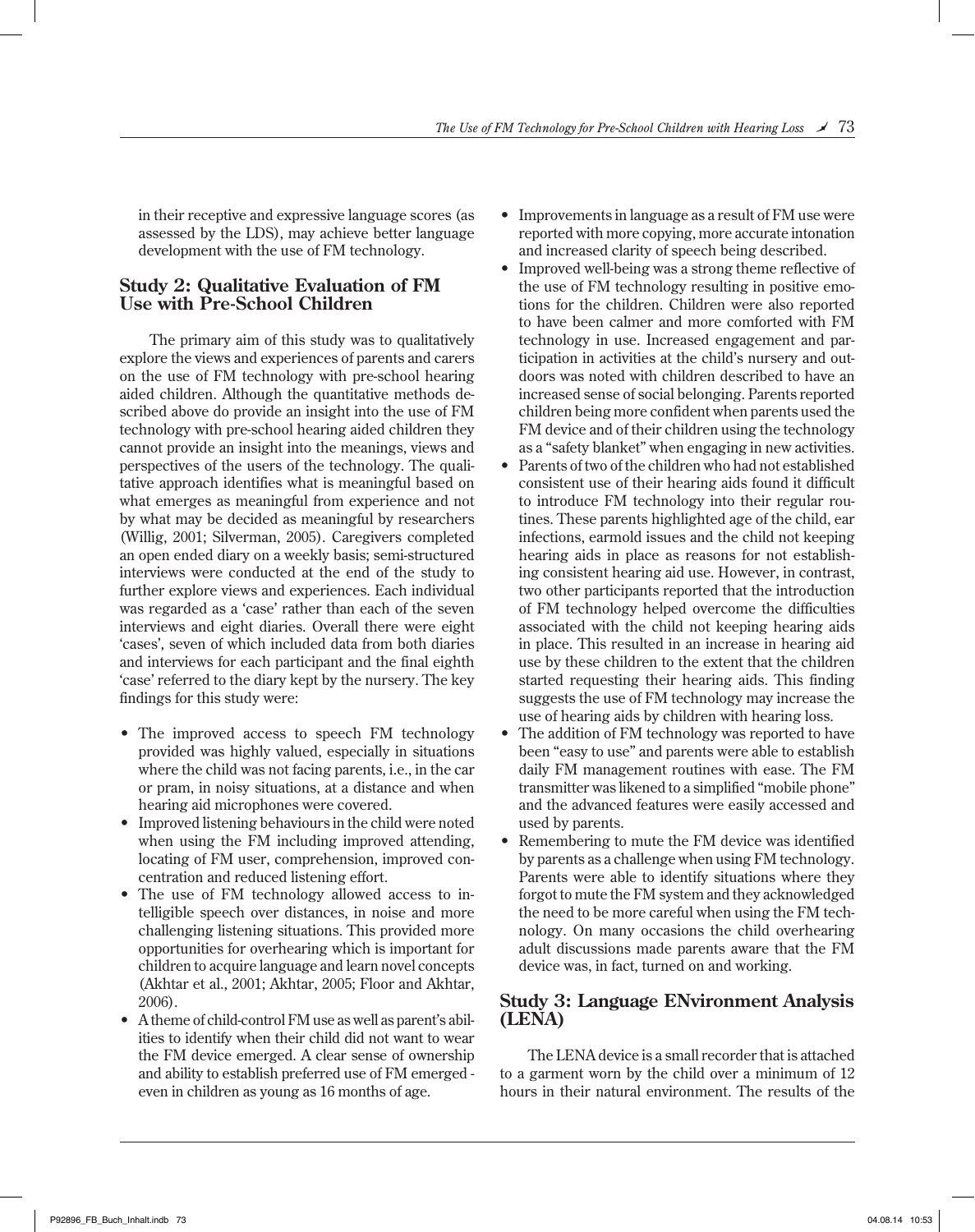in their receptive and expressive language scores (as assessed by the LDS), may achieve better language development with the use of FM technology.

## Study 2: Qualitative Evaluation of FM Use with Pre-School Children

The primary aim of this study was to qualitatively explore the views and experiences of parents and carers on the use of FM technology with pre-school hearing aided children. Although the quantitative methods described above do provide an insight into the use of FM technology with pre-school hearing aided children they cannot provide an insight into the meanings, views and perspectives of the users of the technology. The qualitative approach identifies what is meaningful based on what emerges as meaningful from experience and not by what may be decided as meaningful by researchers (Willig, 2001; Silverman, 2005). Caregivers completed an open ended diary on a weekly basis; semi-structured interviews were conducted at the end of the study to further explore views and experiences. Each individual was regarded as a 'case' rather than each of the seven interviews and eight diaries. Overall there were eight 'cases', seven of which included data from both diaries and interviews for each participant and the final eighth 'case' referred to the diary kept by the nursery. The key findings for this study were:

- The improved access to speech FM technology provided was highly valued, especially in situations where the child was not facing parents, i.e., in the car or pram, in noisy situations, at a distance and when hearing aid microphones were covered.
- Improved listening behaviours in the child were noted when using the FM including improved attending, locating of FM user, comprehension, improved concentration and reduced listening effort.
- The use of FM technology allowed access to intelligible speech over distances, in noise and more challenging listening situations. This provided more opportunities for overhearing which is important for children to acquire language and learn novel concepts (Akhtar et al., 2001; Akhtar, 2005; Floor and Akhtar, 2006).
- A theme of child-control FM use as well as parent's abilities to identify when their child did not want to wear the FM device emerged. A clear sense of ownership and ability to establish preferred use of FM emerged - even in children as young as 16 months of age.
- Improvements in language as a result of FM use were reported with more copying, more accurate intonation and increased clarity of speech being described.
- Improved well-being was a strong theme reflective of the use of FM technology resulting in positive emotions for the children. Children were also reported to have been calmer and more comforted with FM technology in use. Increased engagement and participation in activities at the child's nursery and outdoors was noted with children described to have an increased sense of social belonging. Parents reported children being more confident when parents used the FM device and of their children using the technology as a "safety blanket" when engaging in new activities.
- Parents of two of the children who had not established consistent use of their hearing aids found it difficult to introduce FM technology into their regular routines. These parents highlighted age of the child, ear infections, earmold issues and the child not keeping hearing aids in place as reasons for not establishing consistent hearing aid use. However, in contrast, two other participants reported that the introduction of FM technology helped overcome the difficulties associated with the child not keeping hearing aids in place. This resulted in an increase in hearing aid use by these children to the extent that the children started requesting their hearing aids. This finding suggests the use of FM technology may increase the use of hearing aids by children with hearing loss.
- The addition of FM technology was reported to have been "easy to use" and parents were able to establish daily FM management routines with ease. The FM transmitter was likened to a simplified "mobile phone" and the advanced features were easily accessed and used by parents.
- Remembering to mute the FM device was identified by parents as a challenge when using FM technology. Parents were able to identify situations where they forgot to mute the FM system and they acknowledged the need to be more careful when using the FM technology. On many occasions the child overhearing adult discussions made parents aware that the FM device was, in fact, turned on and working.

## Study 3: Language ENvironment Analysis (LENA)

The LENA device is a small recorder that is attached to a garment worn by the child over a minimum of 12 hours in their natural environment. The results of the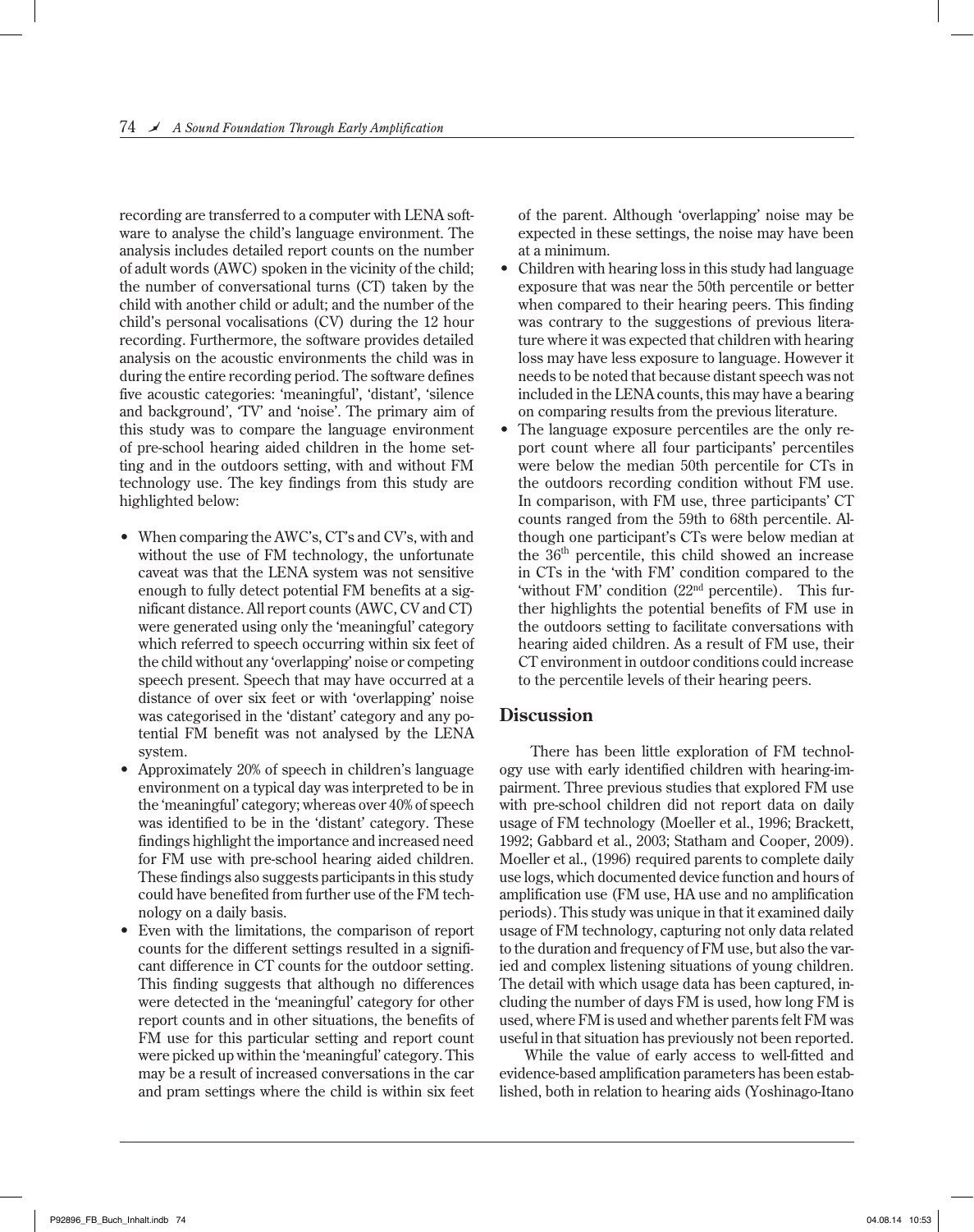recording are transferred to a computer with LENA software to analyse the child's language environment. The analysis includes detailed report counts on the number of adult words (AWC) spoken in the vicinity of the child; the number of conversational turns (CT) taken by the child with another child or adult; and the number of the child's personal vocalisations (CV) during the 12 hour recording. Furthermore, the software provides detailed analysis on the acoustic environments the child was in during the entire recording period. The software defines five acoustic categories: 'meaningful', 'distant', 'silence and background', 'TV' and 'noise'. The primary aim of this study was to compare the language environment of pre-school hearing aided children in the home setting and in the outdoors setting, with and without FM technology use. The key findings from this study are highlighted below:

- When comparing the AWC's, CT's and CV's, with and without the use of FM technology, the unfortunate caveat was that the LENA system was not sensitive enough to fully detect potential FM benefits at a significant distance. All report counts (AWC, CV and CT) were generated using only the 'meaningful' category which referred to speech occurring within six feet of the child without any 'overlapping' noise or competing speech present. Speech that may have occurred at a distance of over six feet or with 'overlapping' noise was categorised in the 'distant' category and any potential FM benefit was not analysed by the LENA system.
- Approximately 20% of speech in children's language environment on a typical day was interpreted to be in the 'meaningful' category; whereas over 40% of speech was identified to be in the 'distant' category. These findings highlight the importance and increased need for FM use with pre-school hearing aided children. These findings also suggests participants in this study could have benefited from further use of the FM technology on a daily basis.
- Even with the limitations, the comparison of report counts for the different settings resulted in a significant difference in CT counts for the outdoor setting. This finding suggests that although no differences were detected in the 'meaningful' category for other report counts and in other situations, the benefits of FM use for this particular setting and report count were picked up within the 'meaningful' category. This may be a result of increased conversations in the car and pram settings where the child is within six feet of the parent. Although 'overlapping' noise may be expected in these settings, the noise may have been at a minimum.
- Children with hearing loss in this study had language exposure that was near the 50th percentile or better when compared to their hearing peers. This finding was contrary to the suggestions of previous literature where it was expected that children with hearing loss may have less exposure to language. However it needs to be noted that because distant speech was not included in the LENA counts, this may have a bearing on comparing results from the previous literature.
- The language exposure percentiles are the only report count where all four participants' percentiles were below the median 50th percentile for CTs in the outdoors recording condition without FM use. In comparison, with FM use, three participants' CT counts ranged from the 59th to 68th percentile. Although one participant's CTs were below median at the 36th percentile, this child showed an increase in CTs in the 'with FM' condition compared to the 'without FM' condition (22nd percentile). This further highlights the potential benefits of FM use in the outdoors setting to facilitate conversations with hearing aided children. As a result of FM use, their CT environment in outdoor conditions could increase to the percentile levels of their hearing peers.

## Discussion

There has been little exploration of FM technology use with early identified children with hearing-impairment. Three previous studies that explored FM use with pre-school children did not report data on daily usage of FM technology (Moeller et al., 1996; Brackett, 1992; Gabbard et al., 2003; Statham and Cooper, 2009). Moeller et al., (1996) required parents to complete daily use logs, which documented device function and hours of amplification use (FM use, HA use and no amplification periods). This study was unique in that it examined daily usage of FM technology, capturing not only data related to the duration and frequency of FM use, but also the varied and complex listening situations of young children. The detail with which usage data has been captured, including the number of days FM is used, how long FM is used, where FM is used and whether parents felt FM was useful in that situation has previously not been reported.

While the value of early access to well-fitted and evidence-based amplification parameters has been established, both in relation to hearing aids (Yoshinago-Itano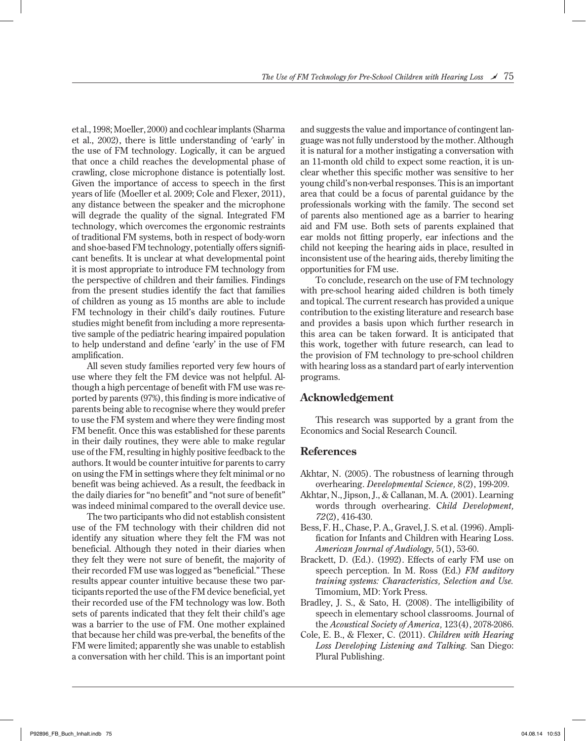et al., 1998; Moeller, 2000) and cochlear implants (Sharma et al., 2002), there is little understanding of 'early' in the use of FM technology. Logically, it can be argued that once a child reaches the developmental phase of crawling, close microphone distance is potentially lost. Given the importance of access to speech in the first years of life (Moeller et al. 2009; Cole and Flexer, 2011), any distance between the speaker and the microphone will degrade the quality of the signal. Integrated FM technology, which overcomes the ergonomic restraints of traditional FM systems, both in respect of body-worn and shoe-based FM technology, potentially offers significant benefits. It is unclear at what developmental point it is most appropriate to introduce FM technology from the perspective of children and their families. Findings from the present studies identify the fact that families of children as young as 15 months are able to include FM technology in their child's daily routines. Future studies might benefit from including a more representative sample of the pediatric hearing impaired population to help understand and define 'early' in the use of FM amplification.

All seven study families reported very few hours of use where they felt the FM device was not helpful. Although a high percentage of benefit with FM use was reported by parents (97%), this finding is more indicative of parents being able to recognise where they would prefer to use the FM system and where they were finding most FM benefit. Once this was established for these parents in their daily routines, they were able to make regular use of the FM, resulting in highly positive feedback to the authors. It would be counter intuitive for parents to carry on using the FM in settings where they felt minimal or no benefit was being achieved. As a result, the feedback in the daily diaries for "no benefit" and "not sure of benefit" was indeed minimal compared to the overall device use.

The two participants who did not establish consistent use of the FM technology with their children did not identify any situation where they felt the FM was not beneficial. Although they noted in their diaries when they felt they were not sure of benefit, the majority of their recorded FM use was logged as "beneficial." These results appear counter intuitive because these two participants reported the use of the FM device beneficial, yet their recorded use of the FM technology was low. Both sets of parents indicated that they felt their child's age was a barrier to the use of FM. One mother explained that because her child was pre-verbal, the benefits of the FM were limited; apparently she was unable to establish a conversation with her child. This is an important point and suggests the value and importance of contingent language was not fully understood by the mother. Although it is natural for a mother instigating a conversation with an 11-month old child to expect some reaction, it is unclear whether this specific mother was sensitive to her young child's non-verbal responses. This is an important area that could be a focus of parental guidance by the professionals working with the family. The second set of parents also mentioned age as a barrier to hearing aid and FM use. Both sets of parents explained that ear molds not fitting properly, ear infections and the child not keeping the hearing aids in place, resulted in inconsistent use of the hearing aids, thereby limiting the opportunities for FM use.

To conclude, research on the use of FM technology with pre-school hearing aided children is both timely and topical. The current research has provided a unique contribution to the existing literature and research base and provides a basis upon which further research in this area can be taken forward. It is anticipated that this work, together with future research, can lead to the provision of FM technology to pre-school children with hearing loss as a standard part of early intervention programs.

## Acknowledgement

This research was supported by a grant from the Economics and Social Research Council.

## References

- Akhtar, N. (2005). The robustness of learning through overhearing. *Developmental Science,* 8(2), 199-209.
- Akhtar, N., Jipson, J., & Callanan, M. A. (2001). Learning words through overhearing. *Child Development, 72*(2), 416-430.
- Bess, F. H., Chase, P. A., Gravel, J. S. et al. (1996). Amplification for Infants and Children with Hearing Loss. *American Journal of Audiology,* 5(1), 53-60.
- Brackett, D. (Ed.). (1992). Effects of early FM use on speech perception. In M. Ross (Ed.) *FM auditory training systems: Characteristics, Selection and Use.* Timomium, MD: York Press.
- Bradley, J. S., & Sato, H. (2008). The intelligibility of speech in elementary school classrooms. Journal of the *Acoustical Society of America,* 123(4), 2078-2086.
- Cole, E. B., & Flexer, C. (2011). *Children with Hearing Loss Developing Listening and Talking.* San Diego: Plural Publishing.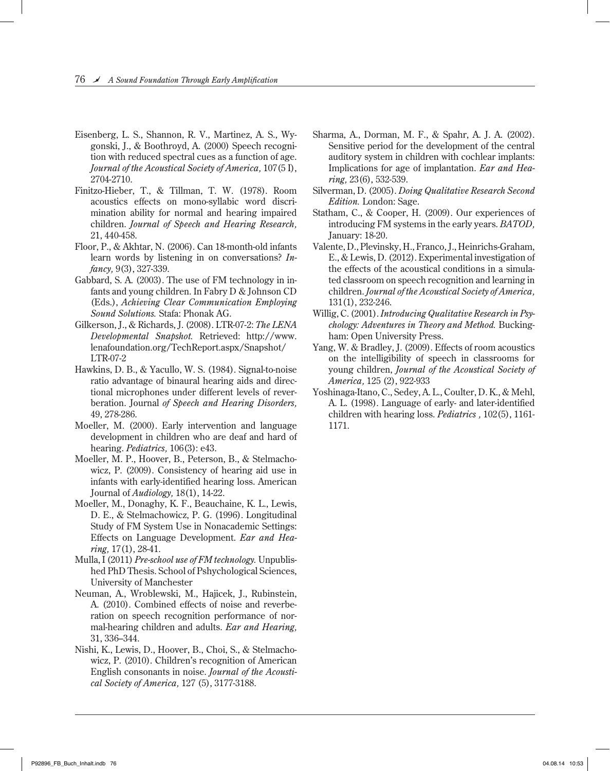Eisenberg, L. S., Shannon, R. V., Martinez, A. S., Wygonski, J., & Boothroyd, A. (2000) Speech recognition with reduced spectral cues as a function of age. *Journal of the Acoustical Society of America,* 107(5 I), 2704-2710.

Finitzo-Hieber, T., & Tillman, T. W. (1978). Room acoustics effects on mono-syllabic word discrimination ability for normal and hearing impaired children. *Journal of Speech and Hearing Research,* 21, 440-458.

Floor, P., & Akhtar, N. (2006). Can 18-month-old infants learn words by listening in on conversations? *Infancy,* 9(3), 327-339.

Gabbard, S. A. (2003). The use of FM technology in infants and young children. In Fabry D & Johnson CD (Eds.), *Achieving Clear Communication Employing Sound Solutions.* Stafa: Phonak AG.

Gilkerson, J., & Richards, J. (2008). LTR-07-2: *The LENA Developmental Snapshot.* Retrieved: http://www.lenafoundation.org/TechReport.aspx/Snapshot/LTR-07-2

Hawkins, D. B., & Yacullo, W. S. (1984). Signal-to-noise ratio advantage of binaural hearing aids and directional microphones under different levels of reverberation. Journal *of Speech and Hearing Disorders,* 49, 278-286.

Moeller, M. (2000). Early intervention and language development in children who are deaf and hard of hearing. *Pediatrics,* 106(3): e43.

Moeller, M. P., Hoover, B., Peterson, B., & Stelmachowicz, P. (2009). Consistency of hearing aid use in infants with early-identified hearing loss. American Journal of *Audiology,* 18(1), 14-22.

Moeller, M., Donaghy, K. F., Beauchaine, K. L., Lewis, D. E., & Stelmachowicz, P. G. (1996). Longitudinal Study of FM System Use in Nonacademic Settings: Effects on Language Development. *Ear and Hearing,* 17(1), 28-41.

Mulla, I (2011) *Pre-school use of FM technology.* Unpublished PhD Thesis. School of Pshychological Sciences, University of Manchester

Neuman, A., Wroblewski, M., Hajicek, J., Rubinstein, A. (2010). Combined effects of noise and reverberation on speech recognition performance of normal-hearing children and adults. *Ear and Hearing,* 31, 336–344.

Nishi, K., Lewis, D., Hoover, B., Choi, S., & Stelmachowicz, P. (2010). Children's recognition of American English consonants in noise. *Journal of the Acoustical Society of America,* 127 (5), 3177-3188.

Sharma, A., Dorman, M. F., & Spahr, A. J. A. (2002). Sensitive period for the development of the central auditory system in children with cochlear implants: Implications for age of implantation. *Ear and Hearing,* 23(6), 532-539.

Silverman, D. (2005). *Doing Qualitative Research Second Edition.* London: Sage.

Statham, C., & Cooper, H. (2009). Our experiences of introducing FM systems in the early years. *BATOD,* January: 18-20.

Valente, D., Plevinsky, H., Franco, J., Heinrichs-Graham, E., & Lewis, D. (2012). Experimental investigation of the effects of the acoustical conditions in a simulated classroom on speech recognition and learning in children. *Journal of the Acoustical Society of America,* 131(1), 232-246.

Willig, C. (2001). *Introducing Qualitative Research in Psychology: Adventures in Theory and Method.* Buckingham: Open University Press.

Yang, W. & Bradley, J. (2009). Effects of room acoustics on the intelligibility of speech in classrooms for young children, *Journal of the Acoustical Society of America,* 125 (2), 922-933

Yoshinaga-Itano, C., Sedey, A. L., Coulter, D. K., & Mehl, A. L. (1998). Language of early- and later-identified children with hearing loss. *Pediatrics ,* 102(5), 1161-1171.